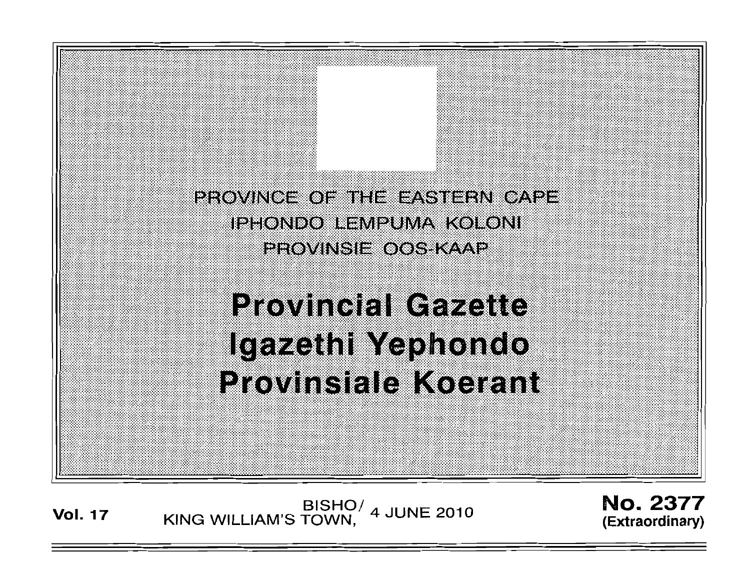PROVINCE OF THE EASTERN CAPE

IPHONDO LEMPUMA KOLONI

PROVINSIE OOS-KAAP

# Provincial Gazette
# Igazethi Yephondo
# Provinsiale Koerant

**Vol. 17** BISHO/ KING WILLIAM'S TOWN, 4 JUNE 2010 **No. 2377 (Extraordinary)**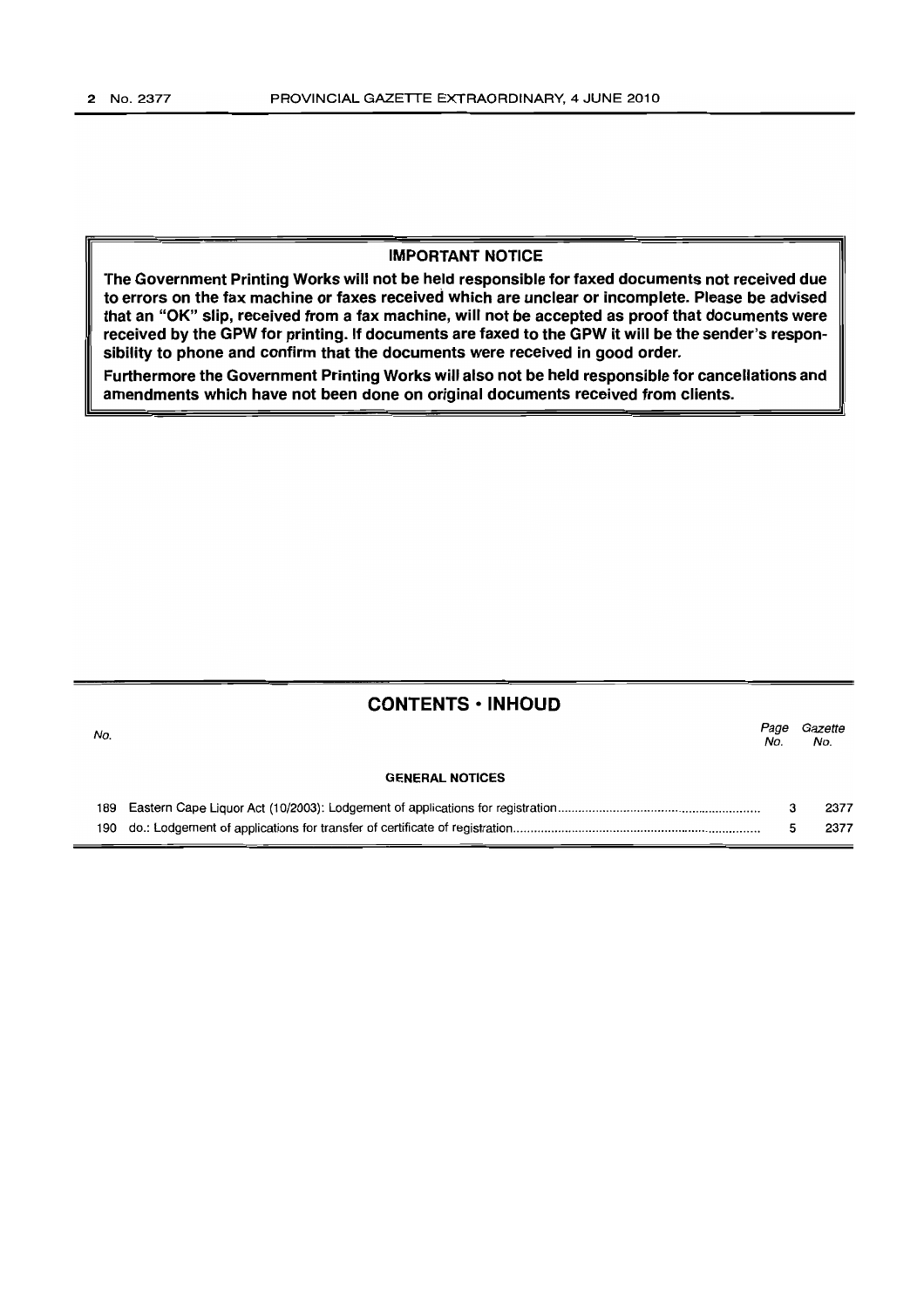**IMPORTANT NOTICE**

**The Government Printing Works will not be held responsible for faxed documents not received due to errors on the fax machine or faxes received which are unclear or incomplete. Please be advised that an "OK" slip, received from a fax machine, will not be accepted as proof that documents were received by the GPW for printing. If documents are faxed to the GPW it will be the sender's responsibility to phone and confirm that the documents were received in good order.**

**Furthermore the Government Printing Works will also not be held responsible for cancellations and amendments which have not been done on original documents received from clients.**

## CONTENTS • INHOUD

| *No.* | | *Page No.* | *Gazette No.* |
|---|---|---|---|
| | **GENERAL NOTICES** | | |
| 189 | Eastern Cape Liquor Act (10/2003): Lodgement of applications for registration | 3 | 2377 |
| 190 | do.: Lodgement of applications for transfer of certificate of registration | 5 | 2377 |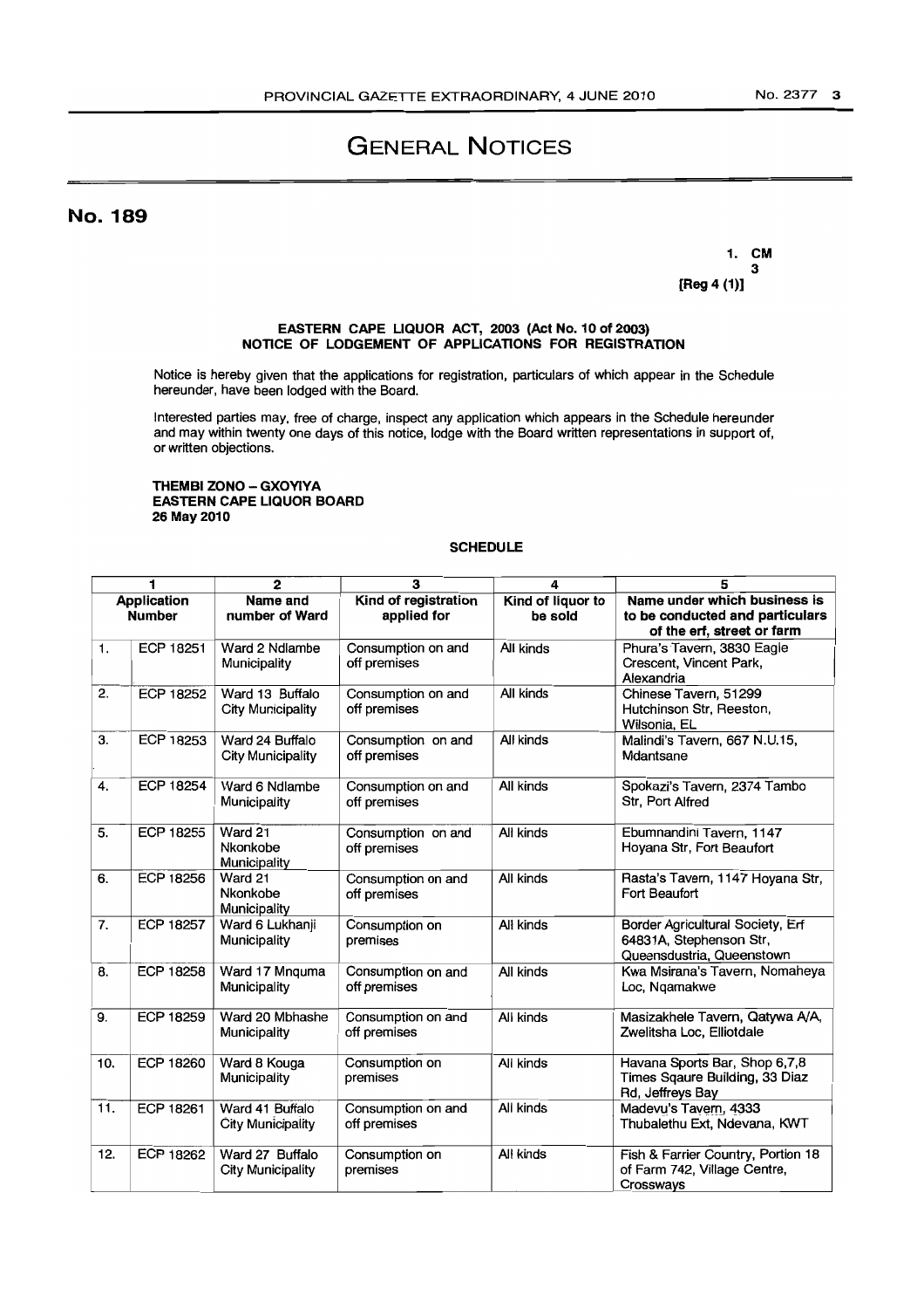# GENERAL NOTICES

## No. 189

1. CM
3
[Reg 4 (1)]

**EASTERN CAPE LIQUOR ACT, 2003 (Act No. 10 of 2003)**
**NOTICE OF LODGEMENT OF APPLICATIONS FOR REGISTRATION**

Notice is hereby given that the applications for registration, particulars of which appear in the Schedule hereunder, have been lodged with the Board.

Interested parties may, free of charge, inspect any application which appears in the Schedule hereunder and may within twenty one days of this notice, lodge with the Board written representations in support of, or written objections.

**THEMBI ZONO – GXOYIYA**
**EASTERN CAPE LIQUOR BOARD**
**26 May 2010**

**SCHEDULE**

| 1 | | 2 | 3 | 4 | 5 |
|---|---|---|---|---|---|
| **Application Number** | | **Name and number of Ward** | **Kind of registration applied for** | **Kind of liquor to be sold** | **Name under which business is to be conducted and particulars of the erf, street or farm** |
| 1. | ECP 18251 | Ward 2 Ndlambe Municipality | Consumption on and off premises | All kinds | Phura's Tavern, 3830 Eagle Crescent, Vincent Park, Alexandria |
| 2. | ECP 18252 | Ward 13 Buffalo City Municipality | Consumption on and off premises | All kinds | Chinese Tavern, 51299 Hutchinson Str, Reeston, Wilsonia, EL |
| 3. | ECP 18253 | Ward 24 Buffalo City Municipality | Consumption on and off premises | All kinds | Malindi's Tavern, 667 N.U.15, Mdantsane |
| 4. | ECP 18254 | Ward 6 Ndlambe Municipality | Consumption on and off premises | All kinds | Spokazi's Tavern, 2374 Tambo Str, Port Alfred |
| 5. | ECP 18255 | Ward 21 Nkonkobe Municipality | Consumption on and off premises | All kinds | Ebumnandini Tavern, 1147 Hoyana Str, Fort Beaufort |
| 6. | ECP 18256 | Ward 21 Nkonkobe Municipality | Consumption on and off premises | All kinds | Rasta's Tavern, 1147 Hoyana Str, Fort Beaufort |
| 7. | ECP 18257 | Ward 6 Lukhanji Municipality | Consumption on premises | All kinds | Border Agricultural Society, Erf 64831A, Stephenson Str, Queensdustria, Queenstown |
| 8. | ECP 18258 | Ward 17 Mnquma Municipality | Consumption on and off premises | All kinds | Kwa Msirana's Tavern, Nomaheya Loc, Nqamakwe |
| 9. | ECP 18259 | Ward 20 Mbhashe Municipality | Consumption on and off premises | All kinds | Masizakhele Tavern, Qatywa A/A, Zwelitsha Loc, Elliotdale |
| 10. | ECP 18260 | Ward 8 Kouga Municipality | Consumption on premises | All kinds | Havana Sports Bar, Shop 6,7,8 Times Sqaure Building, 33 Diaz Rd, Jeffreys Bay |
| 11. | ECP 18261 | Ward 41 Buffalo City Municipality | Consumption on and off premises | All kinds | Madevu's Tavern, 4333 Thubalethu Ext, Ndevana, KWT |
| 12. | ECP 18262 | Ward 27 Buffalo City Municipality | Consumption on premises | All kinds | Fish & Farrier Country, Portion 18 of Farm 742, Village Centre, Crossways |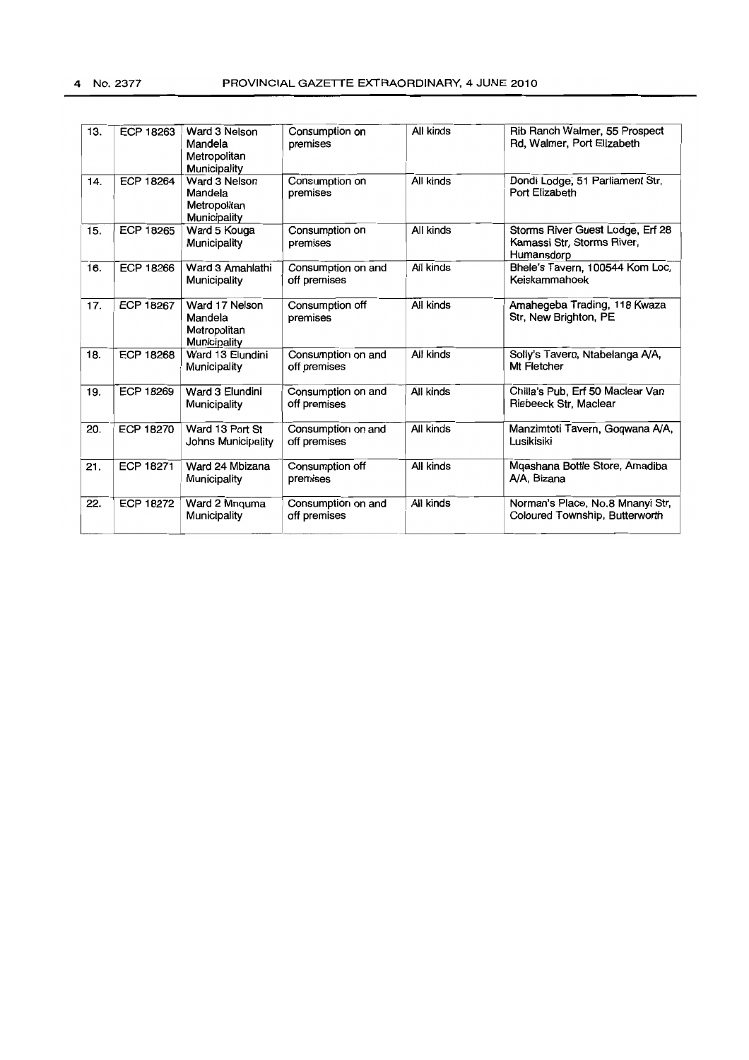| 13. | ECP 18263 | Ward 3 Nelson Mandela Metropolitan Municipality | Consumption on premises | All kinds | Rib Ranch Walmer, 55 Prospect Rd, Walmer, Port Elizabeth |
|---|---|---|---|---|---|
| 14. | ECP 18264 | Ward 3 Nelson Mandela Metropolitan Municipality | Consumption on premises | All kinds | Dondi Lodge, 51 Parliament Str, Port Elizabeth |
| 15. | ECP 18265 | Ward 5 Kouga Municipality | Consumption on premises | All kinds | Storms River Guest Lodge, Erf 28 Kamassi Str, Storms River, Humansdorp |
| 16. | ECP 18266 | Ward 3 Amahlathi Municipality | Consumption on and off premises | All kinds | Bhele's Tavern, 100544 Kom Loc, Keiskammahoek |
| 17. | ECP 18267 | Ward 17 Nelson Mandela Metropolitan Municipality | Consumption off premises | All kinds | Amahegeba Trading, 118 Kwaza Str, New Brighton, PE |
| 18. | ECP 18268 | Ward 13 Elundini Municipality | Consumption on and off premises | All kinds | Solly's Tavern, Ntabelanga A/A, Mt Fletcher |
| 19. | ECP 18269 | Ward 3 Elundini Municipality | Consumption on and off premises | All kinds | Chilla's Pub, Erf 50 Maclear Van Riebeeck Str, Maclear |
| 20. | ECP 18270 | Ward 13 Port St Johns Municipality | Consumption on and off premises | All kinds | Manzimtoti Tavern, Goqwana A/A, Lusikisiki |
| 21. | ECP 18271 | Ward 24 Mbizana Municipality | Consumption off premises | All kinds | Mqashana Bottle Store, Amadiba A/A, Bizana |
| 22. | ECP 18272 | Ward 2 Mnquma Municipality | Consumption on and off premises | All kinds | Norman's Place, No.8 Mnanyi Str, Coloured Township, Butterworth |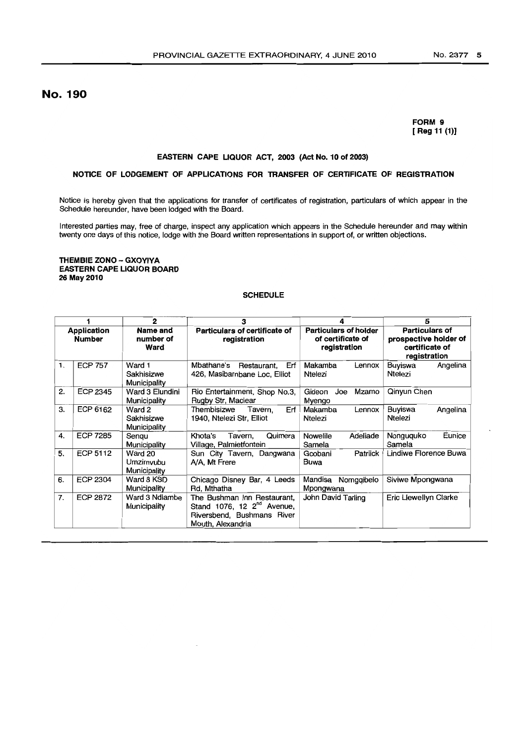# No. 190

**FORM 9**
**[ Reg 11 (1)]**

**EASTERN CAPE LIQUOR ACT, 2003 (Act No. 10 of 2003)**

**NOTICE OF LODGEMENT OF APPLICATIONS FOR TRANSFER OF CERTIFICATE OF REGISTRATION**

Notice is hereby given that the applications for transfer of certificates of registration, particulars of which appear in the Schedule hereunder, have been lodged with the Board.

Interested parties may, free of charge, inspect any application which appears in the Schedule hereunder and may within twenty one days of this notice, lodge with the Board written representations in support of, or written objections.

**THEMBIE ZONO – GXOYIYA**
**EASTERN CAPE LIQUOR BOARD**
**26 May 2010**

**SCHEDULE**

| 1 | | 2 | 3 | 4 | 5 |
|---|---|---|---|---|---|
| **Application Number** | | **Name and number of Ward** | **Particulars of certificate of registration** | **Particulars of holder of certificate of registration** | **Particulars of prospective holder of certificate of registration** |
| 1. | ECP 757 | Ward 1 Sakhisizwe Municipality | Mbathane's Restaurant, Erf 426, Masibambane Loc, Elliot | Makamba Lennox Ntelezi | Buyiswa Angelina Ntelezi |
| 2. | ECP 2345 | Ward 3 Elundini Municipality | Rio Entertainment, Shop No.3, Rugby Str, Maclear | Gideon Joe Mzamo Myengo | Qinyun Chen |
| 3. | ECP 6162 | Ward 2 Sakhisizwe Municipality | Thembisizwe Tavern, Erf 1940, Ntelezi Str, Elliot | Makamba Lennox Ntelezi | Buyiswa Angelina Ntelezi |
| 4. | ECP 7285 | Senqu Municipality | Khota's Tavern, Quimera Village, Palmietfontein | Nowelile Adeliade Samela | Nonguquko Eunice Samela |
| 5. | ECP 5112 | Ward 20 Umzimvubu Municipality | Sun City Tavern, Dangwana A/A, Mt Frere | Gcobani Patriick Buwa | Lindiwe Florence Buwa |
| 6. | ECP 2304 | Ward 8 KSD Municipality | Chicago Disney Bar, 4 Leeds Rd, Mthatha | Mandisa Nomgqibelo Mpongwana | Siviwe Mpongwana |
| 7. | ECP 2872 | Ward 3 Ndlambe Municipality | The Bushman Inn Restaurant, Stand 1076, 12 2nd Avenue, Riversbend, Bushmans River Mouth, Alexandria | John David Tarling | Eric Llewellyn Clarke |